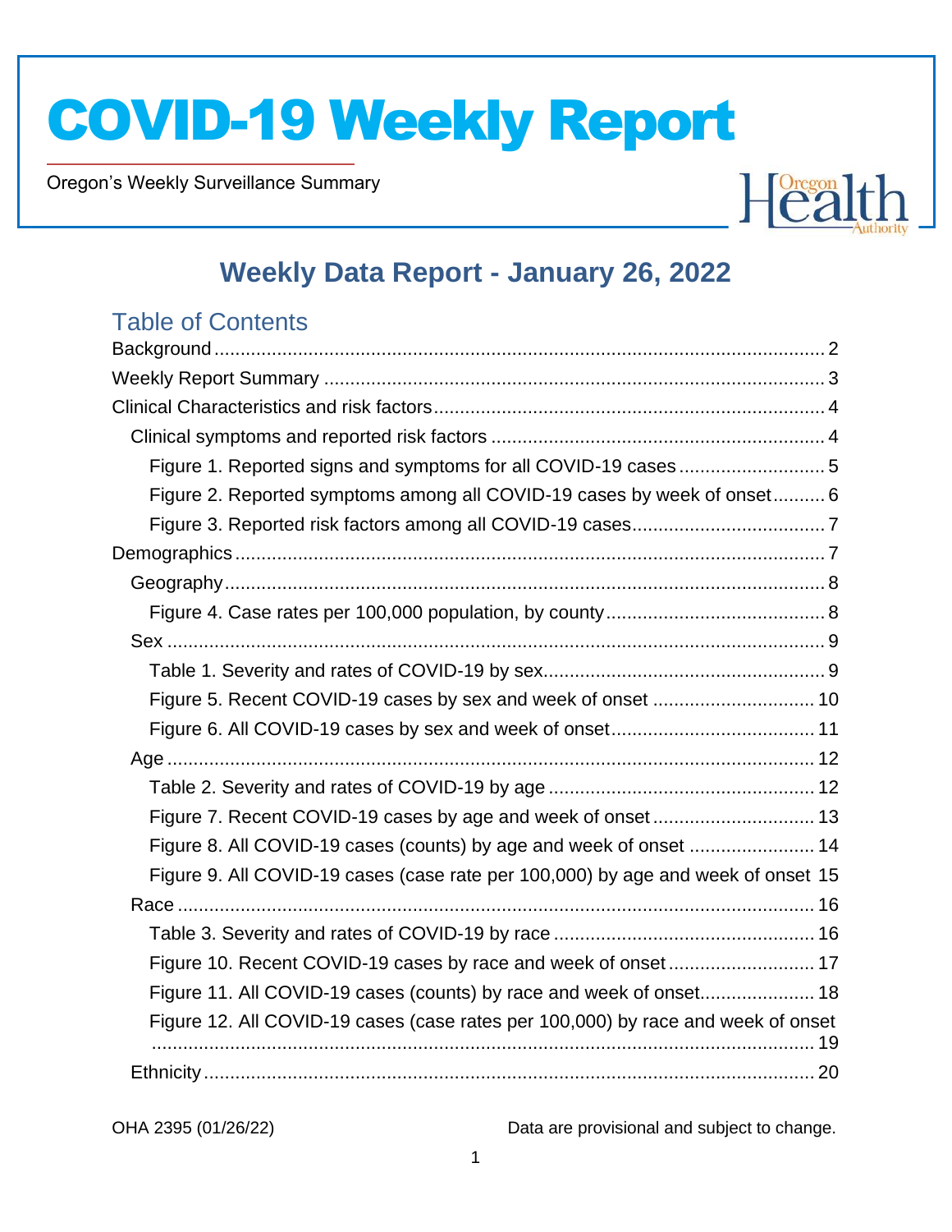# COVID-19 Weekly Report

Oregon's Weekly Surveillance Summary

## Weekly Data Report - January 26, 2022

### Table of Contents

Background ..... 2
Weekly Report Summary ..... 3
Clinical Characteristics and risk factors ..... 4
- Clinical symptoms and reported risk factors ..... 4
  - Figure 1. Reported signs and symptoms for all COVID-19 cases ..... 5
  - Figure 2. Reported symptoms among all COVID-19 cases by week of onset ..... 6
  - Figure 3. Reported risk factors among all COVID-19 cases ..... 7

Demographics ..... 7
- Geography ..... 8
  - Figure 4. Case rates per 100,000 population, by county ..... 8
- Sex ..... 9
  - Table 1. Severity and rates of COVID-19 by sex ..... 9
  - Figure 5. Recent COVID-19 cases by sex and week of onset ..... 10
  - Figure 6. All COVID-19 cases by sex and week of onset ..... 11
- Age ..... 12
  - Table 2. Severity and rates of COVID-19 by age ..... 12
  - Figure 7. Recent COVID-19 cases by age and week of onset ..... 13
  - Figure 8. All COVID-19 cases (counts) by age and week of onset ..... 14
  - Figure 9. All COVID-19 cases (case rate per 100,000) by age and week of onset ..... 15
- Race ..... 16
  - Table 3. Severity and rates of COVID-19 by race ..... 16
  - Figure 10. Recent COVID-19 cases by race and week of onset ..... 17
  - Figure 11. All COVID-19 cases (counts) by race and week of onset ..... 18
  - Figure 12. All COVID-19 cases (case rates per 100,000) by race and week of onset ..... 19
- Ethnicity ..... 20

OHA 2395 (01/26/22)

Data are provisional and subject to change.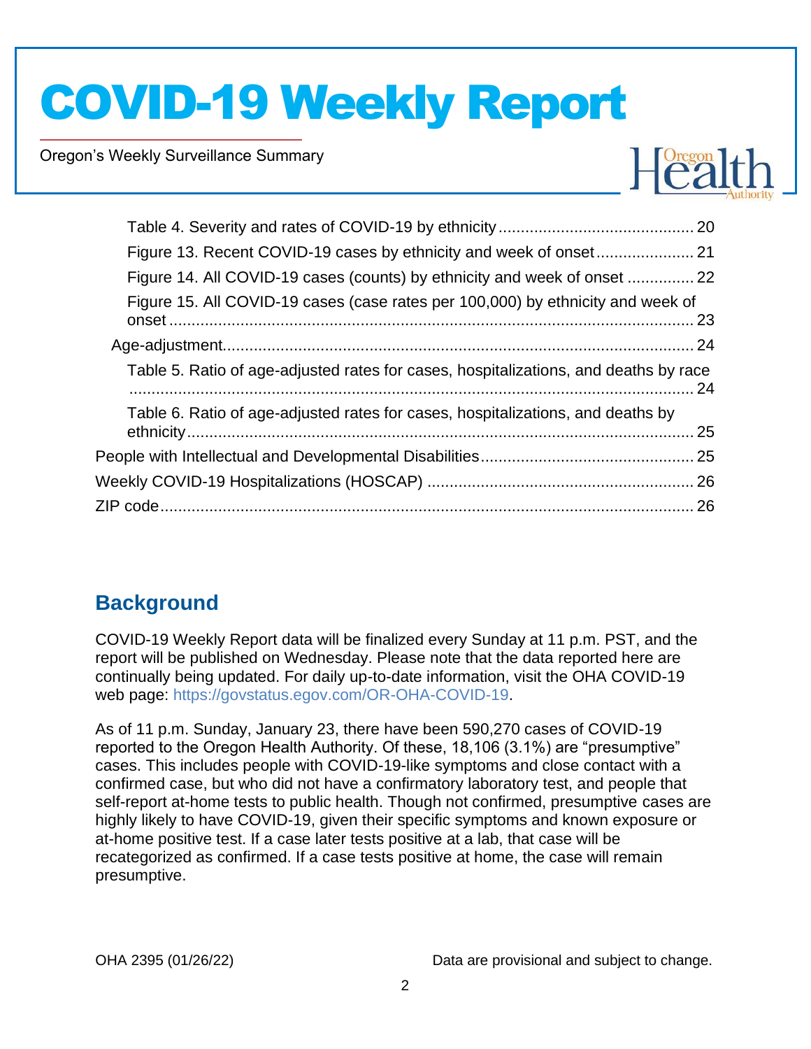Table 4. Severity and rates of COVID-19 by ethnicity ........................................... 20
Figure 13. Recent COVID-19 cases by ethnicity and week of onset ...................... 21
Figure 14. All COVID-19 cases (counts) by ethnicity and week of onset ............... 22
Figure 15. All COVID-19 cases (case rates per 100,000) by ethnicity and week of onset ...................................................................................................................... 23
Age-adjustment ........................................................................................................ 24
Table 5. Ratio of age-adjusted rates for cases, hospitalizations, and deaths by race ................................................................................................................................ 24
Table 6. Ratio of age-adjusted rates for cases, hospitalizations, and deaths by ethnicity ................................................................................................................... 25
People with Intellectual and Developmental Disabilities ............................................... 25
Weekly COVID-19 Hospitalizations (HOSCAP) ........................................................... 26
ZIP code ........................................................................................................................ 26

## Background

COVID-19 Weekly Report data will be finalized every Sunday at 11 p.m. PST, and the report will be published on Wednesday. Please note that the data reported here are continually being updated. For daily up-to-date information, visit the OHA COVID-19 web page: https://govstatus.egov.com/OR-OHA-COVID-19.

As of 11 p.m. Sunday, January 23, there have been 590,270 cases of COVID-19 reported to the Oregon Health Authority. Of these, 18,106 (3.1%) are "presumptive" cases. This includes people with COVID-19-like symptoms and close contact with a confirmed case, but who did not have a confirmatory laboratory test, and people that self-report at-home tests to public health. Though not confirmed, presumptive cases are highly likely to have COVID-19, given their specific symptoms and known exposure or at-home positive test. If a case later tests positive at a lab, that case will be recategorized as confirmed. If a case tests positive at home, the case will remain presumptive.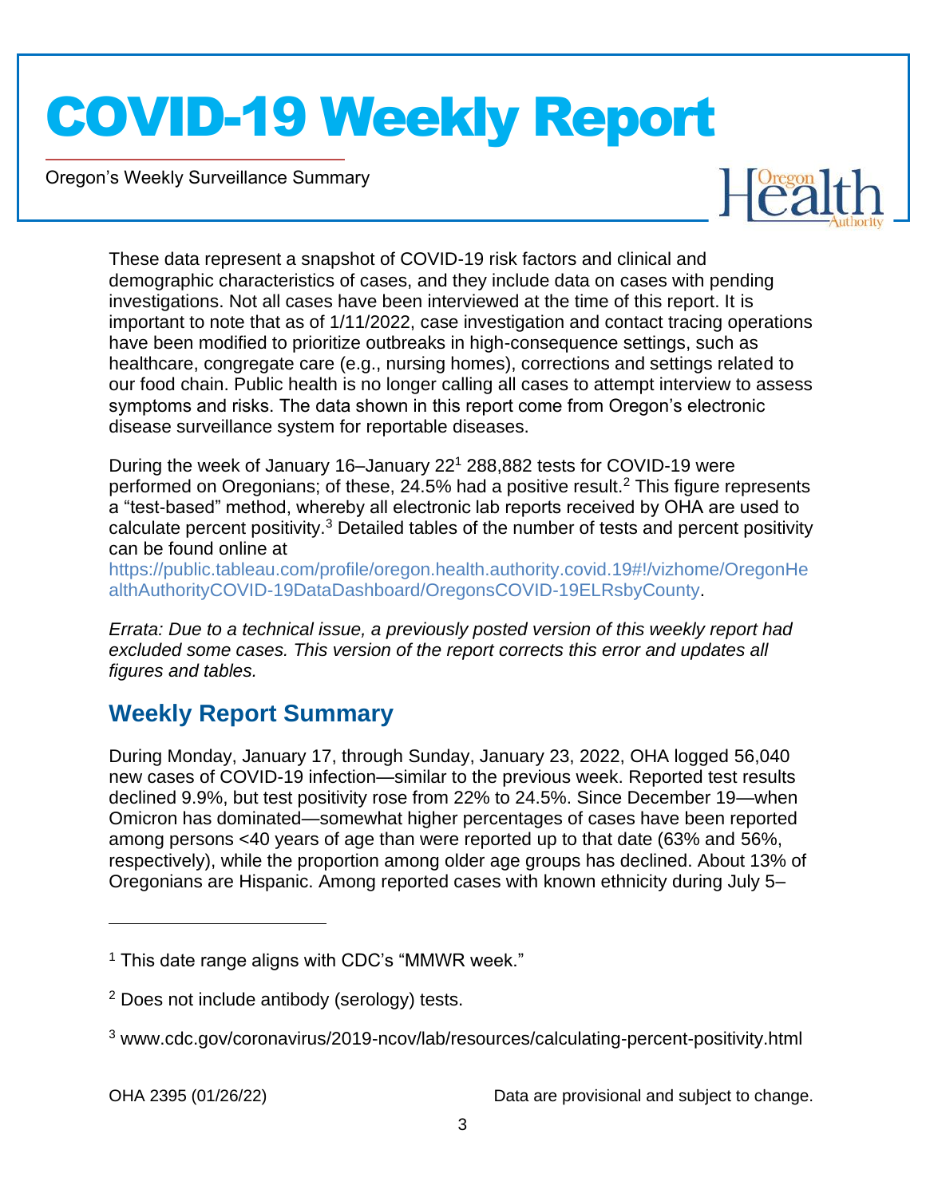These data represent a snapshot of COVID-19 risk factors and clinical and demographic characteristics of cases, and they include data on cases with pending investigations. Not all cases have been interviewed at the time of this report. It is important to note that as of 1/11/2022, case investigation and contact tracing operations have been modified to prioritize outbreaks in high-consequence settings, such as healthcare, congregate care (e.g., nursing homes), corrections and settings related to our food chain. Public health is no longer calling all cases to attempt interview to assess symptoms and risks. The data shown in this report come from Oregon's electronic disease surveillance system for reportable diseases.

During the week of January 16–January 22[1] 288,882 tests for COVID-19 were performed on Oregonians; of these, 24.5% had a positive result.[2] This figure represents a "test-based" method, whereby all electronic lab reports received by OHA are used to calculate percent positivity.[3] Detailed tables of the number of tests and percent positivity can be found online at https://public.tableau.com/profile/oregon.health.authority.covid.19#!/vizhome/OregonHealthAuthorityCOVID-19DataDashboard/OregonsCOVID-19ELRsbyCounty.

*Errata: Due to a technical issue, a previously posted version of this weekly report had excluded some cases. This version of the report corrects this error and updates all figures and tables.*

## Weekly Report Summary

During Monday, January 17, through Sunday, January 23, 2022, OHA logged 56,040 new cases of COVID-19 infection—similar to the previous week. Reported test results declined 9.9%, but test positivity rose from 22% to 24.5%. Since December 19—when Omicron has dominated—somewhat higher percentages of cases have been reported among persons <40 years of age than were reported up to that date (63% and 56%, respectively), while the proportion among older age groups has declined. About 13% of Oregonians are Hispanic. Among reported cases with known ethnicity during July 5–

---

[1] This date range aligns with CDC's "MMWR week."

[2] Does not include antibody (serology) tests.

[3] www.cdc.gov/coronavirus/2019-ncov/lab/resources/calculating-percent-positivity.html

OHA 2395 (01/26/22) Data are provisional and subject to change.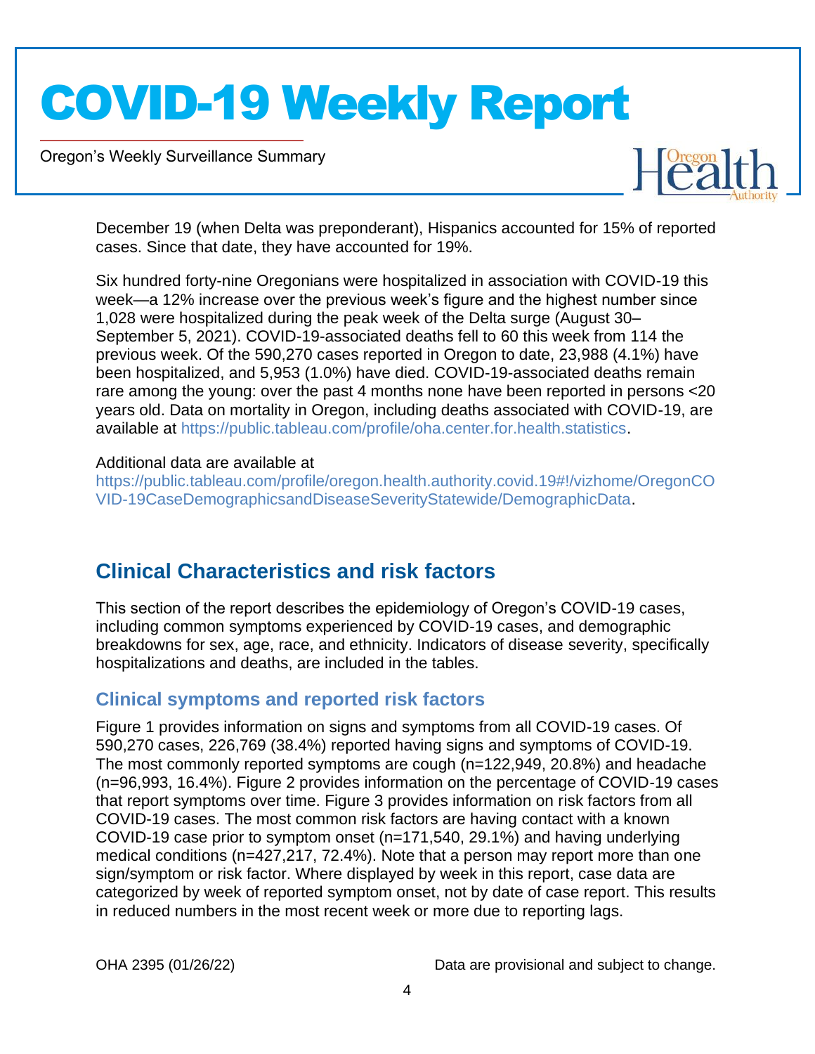December 19 (when Delta was preponderant), Hispanics accounted for 15% of reported cases. Since that date, they have accounted for 19%.

Six hundred forty-nine Oregonians were hospitalized in association with COVID-19 this week—a 12% increase over the previous week's figure and the highest number since 1,028 were hospitalized during the peak week of the Delta surge (August 30–September 5, 2021). COVID-19-associated deaths fell to 60 this week from 114 the previous week. Of the 590,270 cases reported in Oregon to date, 23,988 (4.1%) have been hospitalized, and 5,953 (1.0%) have died. COVID-19-associated deaths remain rare among the young: over the past 4 months none have been reported in persons <20 years old. Data on mortality in Oregon, including deaths associated with COVID-19, are available at https://public.tableau.com/profile/oha.center.for.health.statistics.

Additional data are available at https://public.tableau.com/profile/oregon.health.authority.covid.19#!/vizhome/OregonCOVID-19CaseDemographicsandDiseaseSeverityStatewide/DemographicData.

## Clinical Characteristics and risk factors

This section of the report describes the epidemiology of Oregon's COVID-19 cases, including common symptoms experienced by COVID-19 cases, and demographic breakdowns for sex, age, race, and ethnicity. Indicators of disease severity, specifically hospitalizations and deaths, are included in the tables.

### Clinical symptoms and reported risk factors

Figure 1 provides information on signs and symptoms from all COVID-19 cases. Of 590,270 cases, 226,769 (38.4%) reported having signs and symptoms of COVID-19. The most commonly reported symptoms are cough (n=122,949, 20.8%) and headache (n=96,993, 16.4%). Figure 2 provides information on the percentage of COVID-19 cases that report symptoms over time. Figure 3 provides information on risk factors from all COVID-19 cases. The most common risk factors are having contact with a known COVID-19 case prior to symptom onset (n=171,540, 29.1%) and having underlying medical conditions (n=427,217, 72.4%). Note that a person may report more than one sign/symptom or risk factor. Where displayed by week in this report, case data are categorized by week of reported symptom onset, not by date of case report. This results in reduced numbers in the most recent week or more due to reporting lags.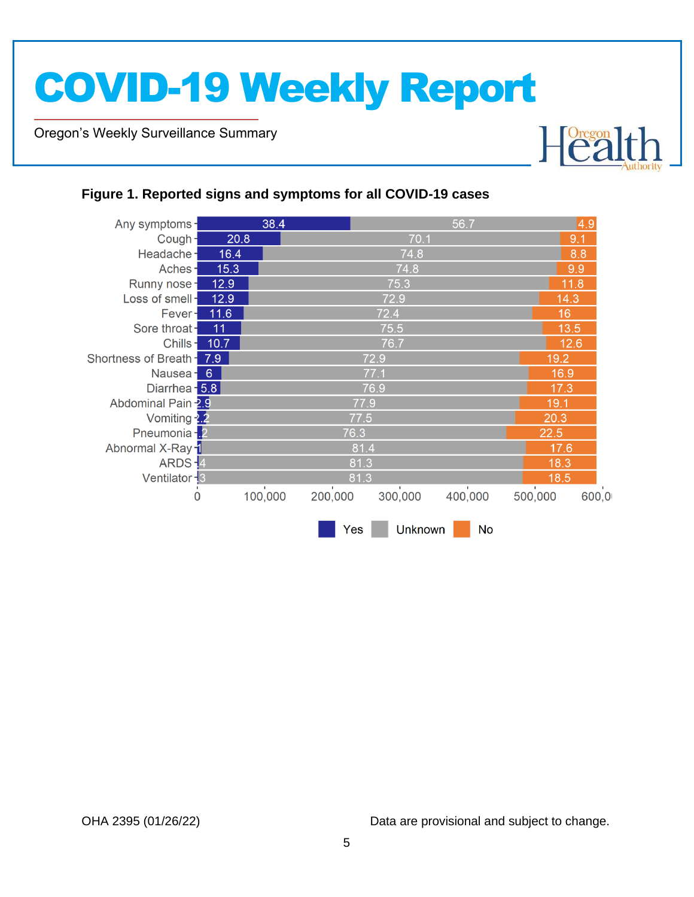**Figure 1. Reported signs and symptoms for all COVID-19 cases**

| Symptom | Yes | Unknown | No |
|---|---|---|---|
| Any symptoms | 38.4 | 56.7 | 4.9 |
| Cough | 20.8 | 70.1 | 9.1 |
| Headache | 16.4 | 74.8 | 8.8 |
| Aches | 15.3 | 74.8 | 9.9 |
| Runny nose | 12.9 | 75.3 | 11.8 |
| Loss of smell | 12.9 | 72.9 | 14.3 |
| Fever | 11.6 | 72.4 | 16 |
| Sore throat | 11 | 75.5 | 13.5 |
| Chills | 10.7 | 76.7 | 12.6 |
| Shortness of Breath | 7.9 | 72.9 | 19.2 |
| Nausea | 6 | 77.1 | 16.9 |
| Diarrhea | 5.8 | 76.9 | 17.3 |
| Abdominal Pain | 2.9 | 77.9 | 19.1 |
| Vomiting | 2.2 | 77.5 | 20.3 |
| Pneumonia | 1.2 | 76.3 | 22.5 |
| Abnormal X-Ray | 1 | 81.4 | 17.6 |
| ARDS | .4 | 81.3 | 18.3 |
| Ventilator | .3 | 81.3 | 18.5 |

X-axis: 0, 100,000, 200,000, 300,000, 400,000, 500,000, 600,000

Legend: Yes, Unknown, No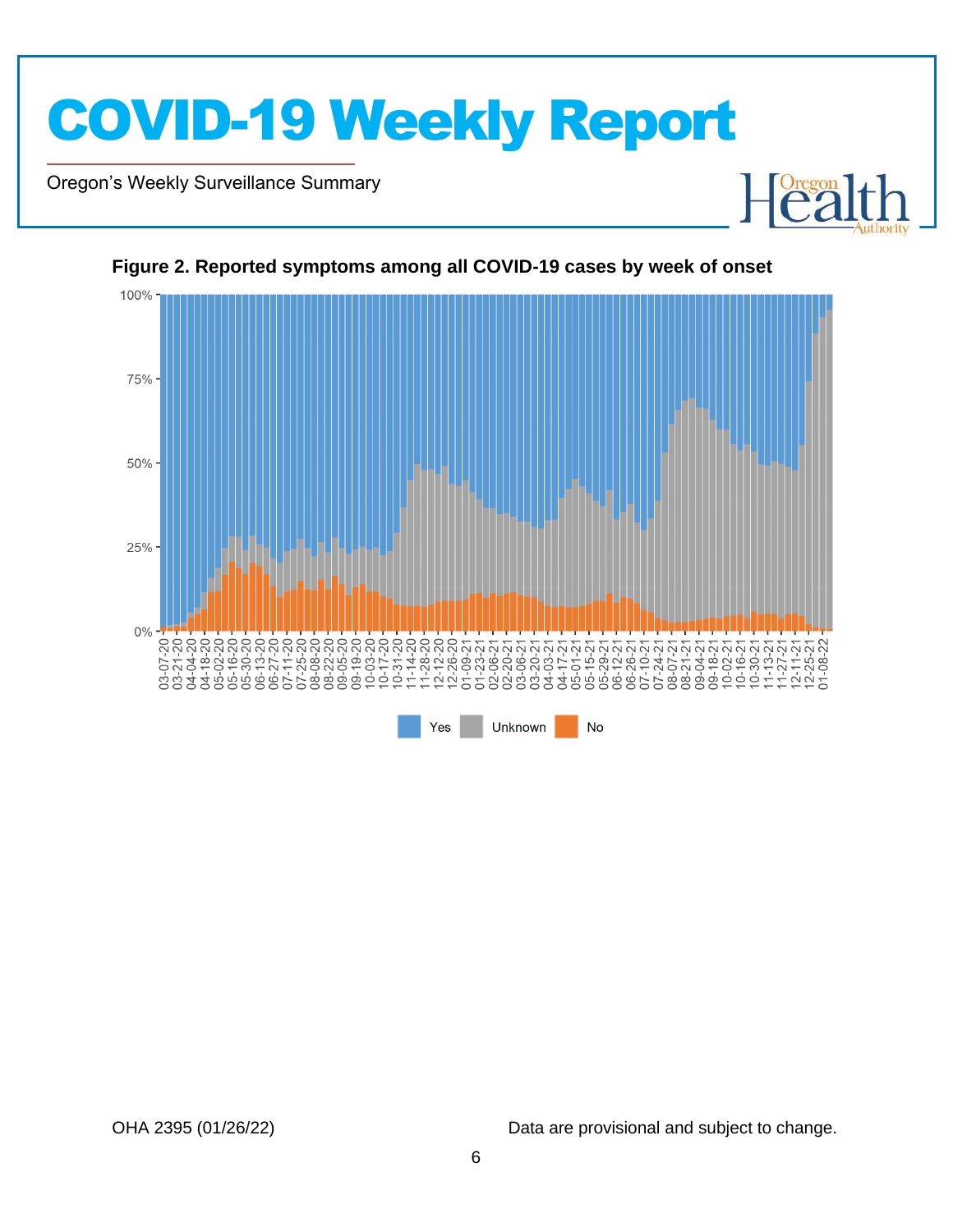**Figure 2. Reported symptoms among all COVID-19 cases by week of onset**

Yes | Unknown | No

OHA 2395 (01/26/22)

Data are provisional and subject to change.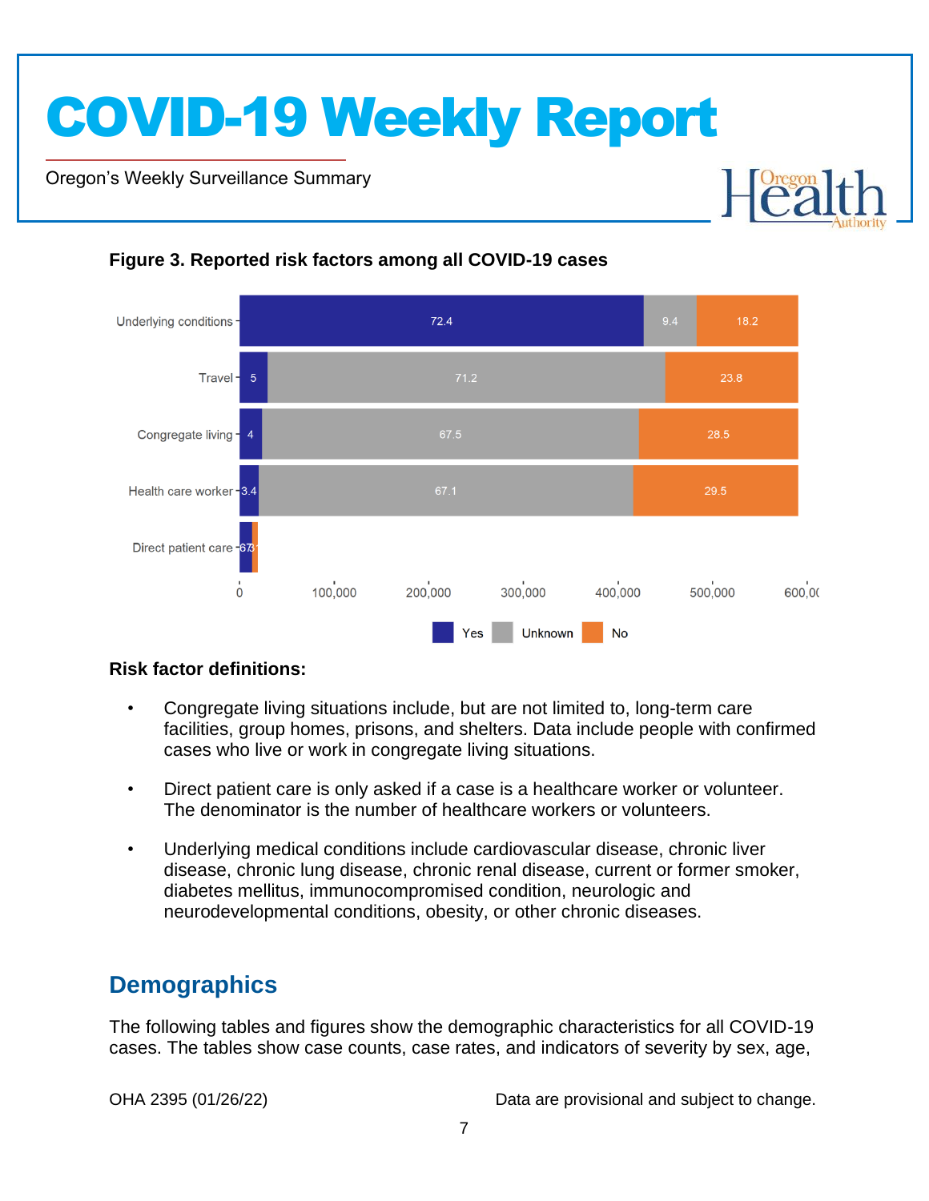**Figure 3. Reported risk factors among all COVID-19 cases**

| Risk factor | Yes | Unknown | No |
|---|---|---|---|
| Underlying conditions | 72.4 | 9.4 | 18.2 |
| Travel | 5 | 71.2 | 23.8 |
| Congregate living | 4 | 67.5 | 28.5 |
| Health care worker | 3.4 | 67.1 | 29.5 |
| Direct patient care | 67 | | 33 |

**Risk factor definitions:**

- Congregate living situations include, but are not limited to, long-term care facilities, group homes, prisons, and shelters. Data include people with confirmed cases who live or work in congregate living situations.
- Direct patient care is only asked if a case is a healthcare worker or volunteer. The denominator is the number of healthcare workers or volunteers.
- Underlying medical conditions include cardiovascular disease, chronic liver disease, chronic lung disease, chronic renal disease, current or former smoker, diabetes mellitus, immunocompromised condition, neurologic and neurodevelopmental conditions, obesity, or other chronic diseases.

## Demographics

The following tables and figures show the demographic characteristics for all COVID-19 cases. The tables show case counts, case rates, and indicators of severity by sex, age,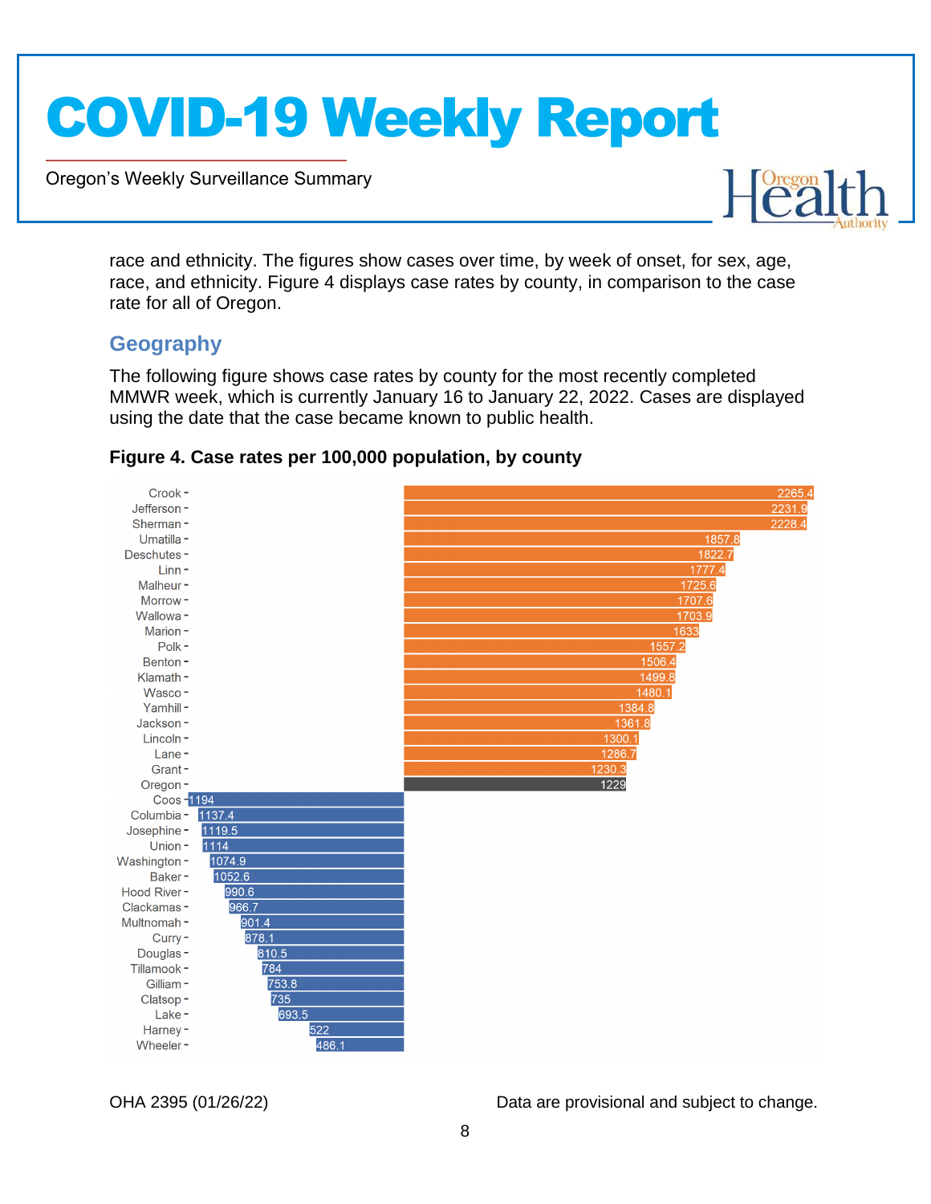race and ethnicity. The figures show cases over time, by week of onset, for sex, age, race, and ethnicity. Figure 4 displays case rates by county, in comparison to the case rate for all of Oregon.

## Geography

The following figure shows case rates by county for the most recently completed MMWR week, which is currently January 16 to January 22, 2022. Cases are displayed using the date that the case became known to public health.

**Figure 4. Case rates per 100,000 population, by county**

| County | Case rate per 100,000 |
|---|---|
| Crook | 2265.4 |
| Jefferson | 2231.9 |
| Sherman | 2228.4 |
| Umatilla | 1857.8 |
| Deschutes | 1822.7 |
| Linn | 1777.4 |
| Malheur | 1725.6 |
| Morrow | 1707.6 |
| Wallowa | 1703.9 |
| Marion | 1633 |
| Polk | 1557.2 |
| Benton | 1506.4 |
| Klamath | 1499.8 |
| Wasco | 1480.1 |
| Yamhill | 1384.8 |
| Jackson | 1361.8 |
| Lincoln | 1300.1 |
| Lane | 1286.7 |
| Grant | 1230.3 |
| Oregon | 1229 |
| Coos | 1194 |
| Columbia | 1137.4 |
| Josephine | 1119.5 |
| Union | 1114 |
| Washington | 1074.9 |
| Baker | 1052.6 |
| Hood River | 990.6 |
| Clackamas | 966.7 |
| Multnomah | 901.4 |
| Curry | 878.1 |
| Douglas | 810.5 |
| Tillamook | 784 |
| Gilliam | 753.8 |
| Clatsop | 735 |
| Lake | 693.5 |
| Harney | 522 |
| Wheeler | 486.1 |

OHA 2395 (01/26/22) Data are provisional and subject to change.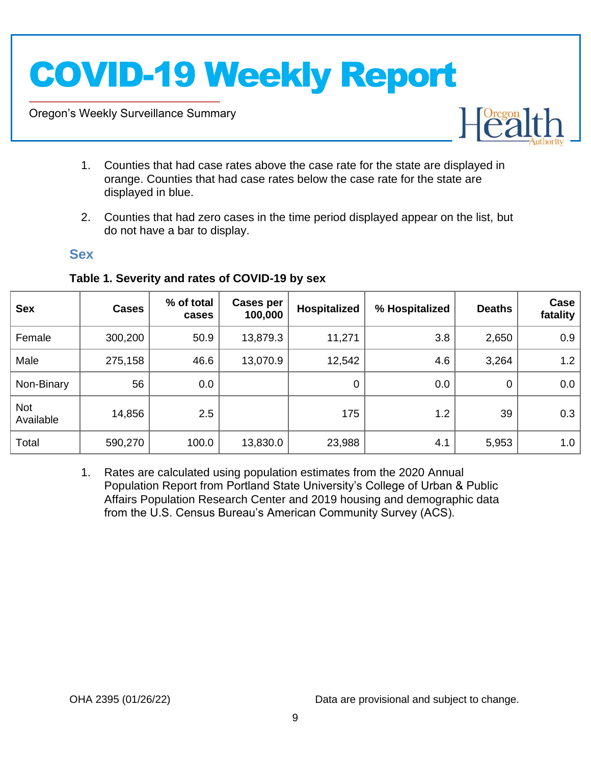1. Counties that had case rates above the case rate for the state are displayed in orange. Counties that had case rates below the case rate for the state are displayed in blue.

2. Counties that had zero cases in the time period displayed appear on the list, but do not have a bar to display.

## Sex

**Table 1. Severity and rates of COVID-19 by sex**

| Sex | Cases | % of total cases | Cases per 100,000 | Hospitalized | % Hospitalized | Deaths | Case fatality |
|---|---|---|---|---|---|---|---|
| Female | 300,200 | 50.9 | 13,879.3 | 11,271 | 3.8 | 2,650 | 0.9 |
| Male | 275,158 | 46.6 | 13,070.9 | 12,542 | 4.6 | 3,264 | 1.2 |
| Non-Binary | 56 | 0.0 | | 0 | 0.0 | 0 | 0.0 |
| Not Available | 14,856 | 2.5 | | 175 | 1.2 | 39 | 0.3 |
| Total | 590,270 | 100.0 | 13,830.0 | 23,988 | 4.1 | 5,953 | 1.0 |

1. Rates are calculated using population estimates from the 2020 Annual Population Report from Portland State University's College of Urban & Public Affairs Population Research Center and 2019 housing and demographic data from the U.S. Census Bureau's American Community Survey (ACS).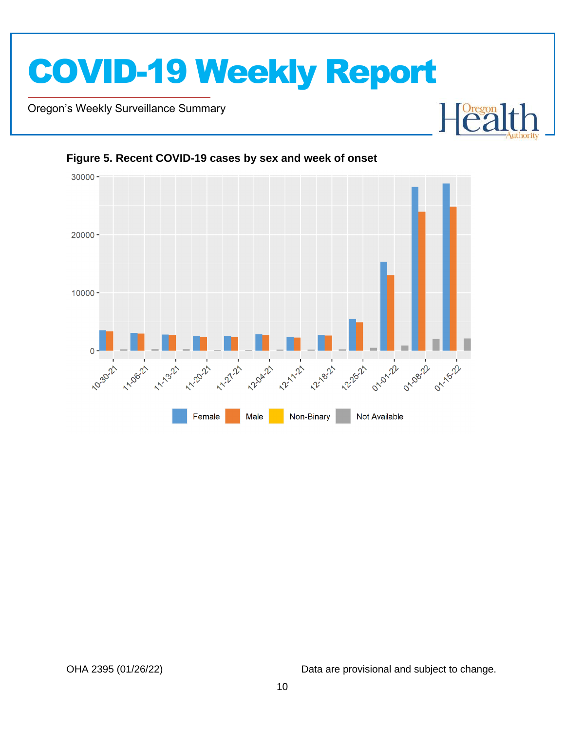**Figure 5. Recent COVID-19 cases by sex and week of onset**

OHA 2395 (01/26/22)

Data are provisional and subject to change.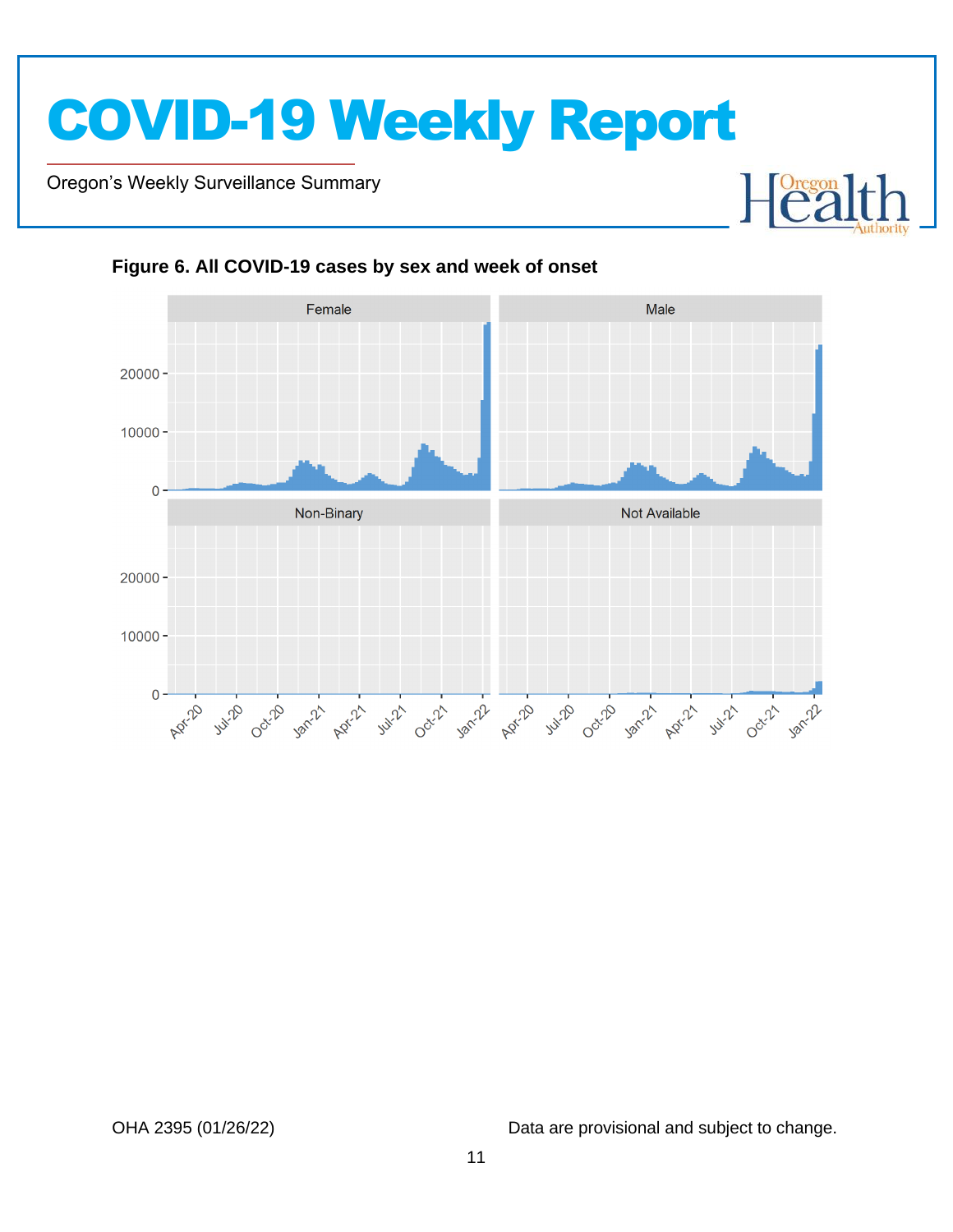**Figure 6. All COVID-19 cases by sex and week of onset**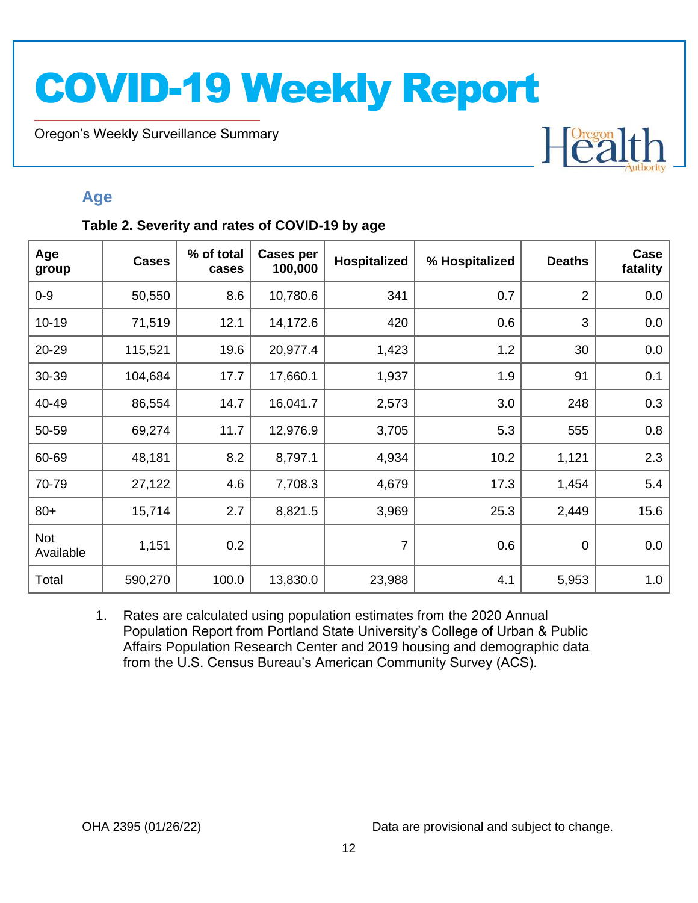## Age

**Table 2. Severity and rates of COVID-19 by age**

| Age group | Cases | % of total cases | Cases per 100,000 | Hospitalized | % Hospitalized | Deaths | Case fatality |
|---|---|---|---|---|---|---|---|
| 0-9 | 50,550 | 8.6 | 10,780.6 | 341 | 0.7 | 2 | 0.0 |
| 10-19 | 71,519 | 12.1 | 14,172.6 | 420 | 0.6 | 3 | 0.0 |
| 20-29 | 115,521 | 19.6 | 20,977.4 | 1,423 | 1.2 | 30 | 0.0 |
| 30-39 | 104,684 | 17.7 | 17,660.1 | 1,937 | 1.9 | 91 | 0.1 |
| 40-49 | 86,554 | 14.7 | 16,041.7 | 2,573 | 3.0 | 248 | 0.3 |
| 50-59 | 69,274 | 11.7 | 12,976.9 | 3,705 | 5.3 | 555 | 0.8 |
| 60-69 | 48,181 | 8.2 | 8,797.1 | 4,934 | 10.2 | 1,121 | 2.3 |
| 70-79 | 27,122 | 4.6 | 7,708.3 | 4,679 | 17.3 | 1,454 | 5.4 |
| 80+ | 15,714 | 2.7 | 8,821.5 | 3,969 | 25.3 | 2,449 | 15.6 |
| Not Available | 1,151 | 0.2 | | 7 | 0.6 | 0 | 0.0 |
| Total | 590,270 | 100.0 | 13,830.0 | 23,988 | 4.1 | 5,953 | 1.0 |

1. Rates are calculated using population estimates from the 2020 Annual Population Report from Portland State University's College of Urban & Public Affairs Population Research Center and 2019 housing and demographic data from the U.S. Census Bureau's American Community Survey (ACS).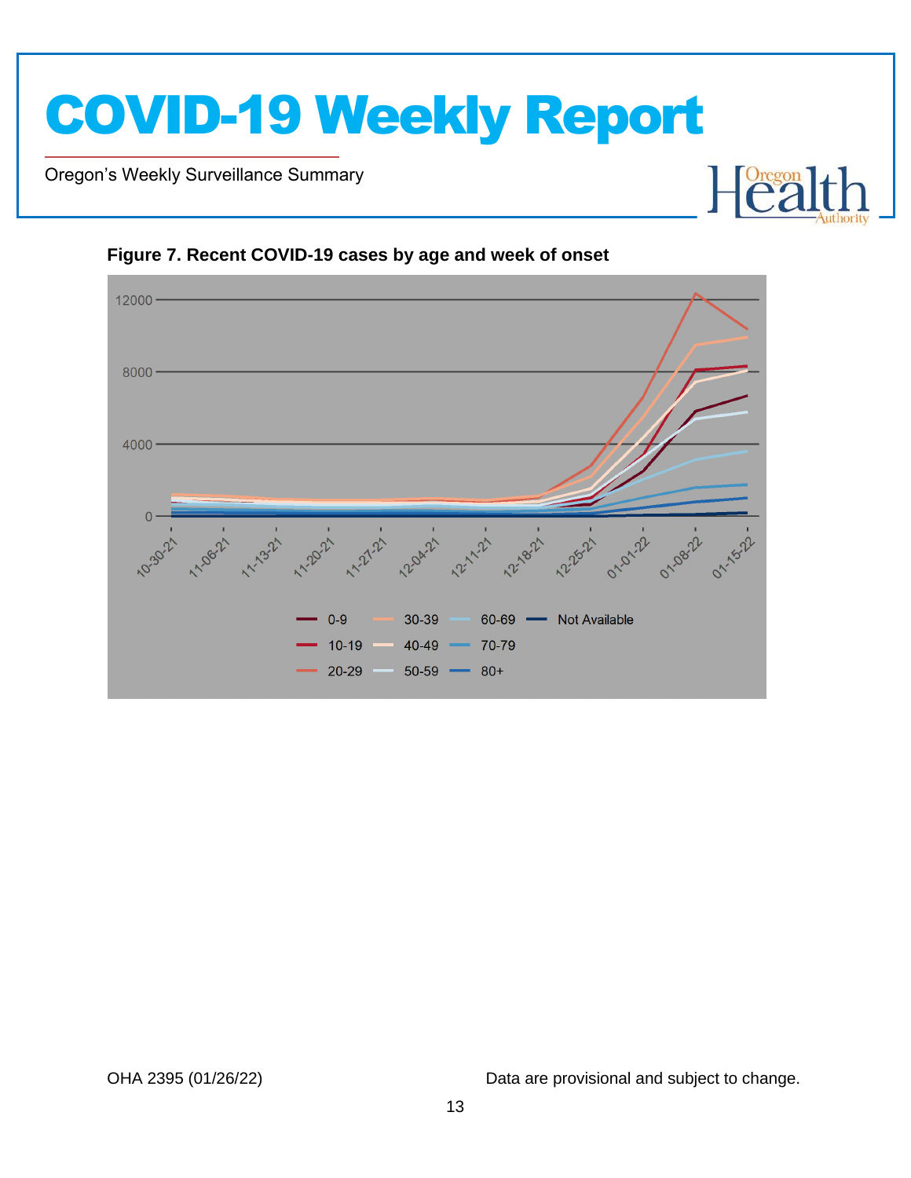**Figure 7. Recent COVID-19 cases by age and week of onset**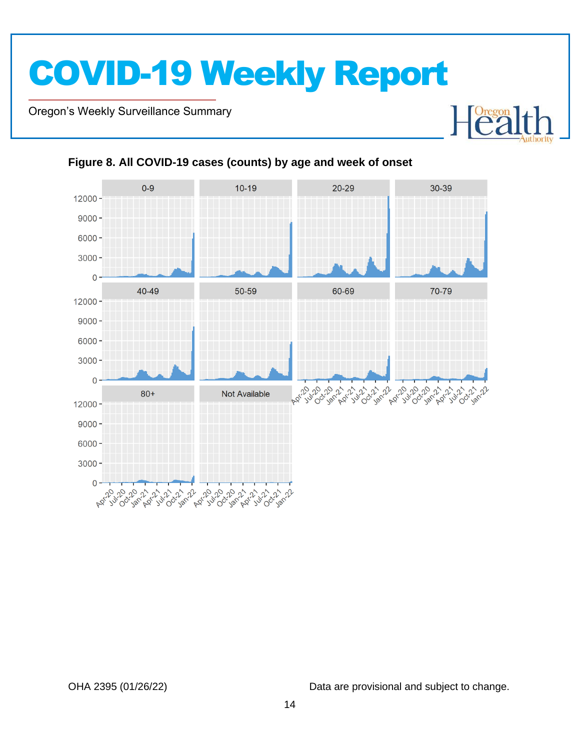### Figure 8. All COVID-19 cases (counts) by age and week of onset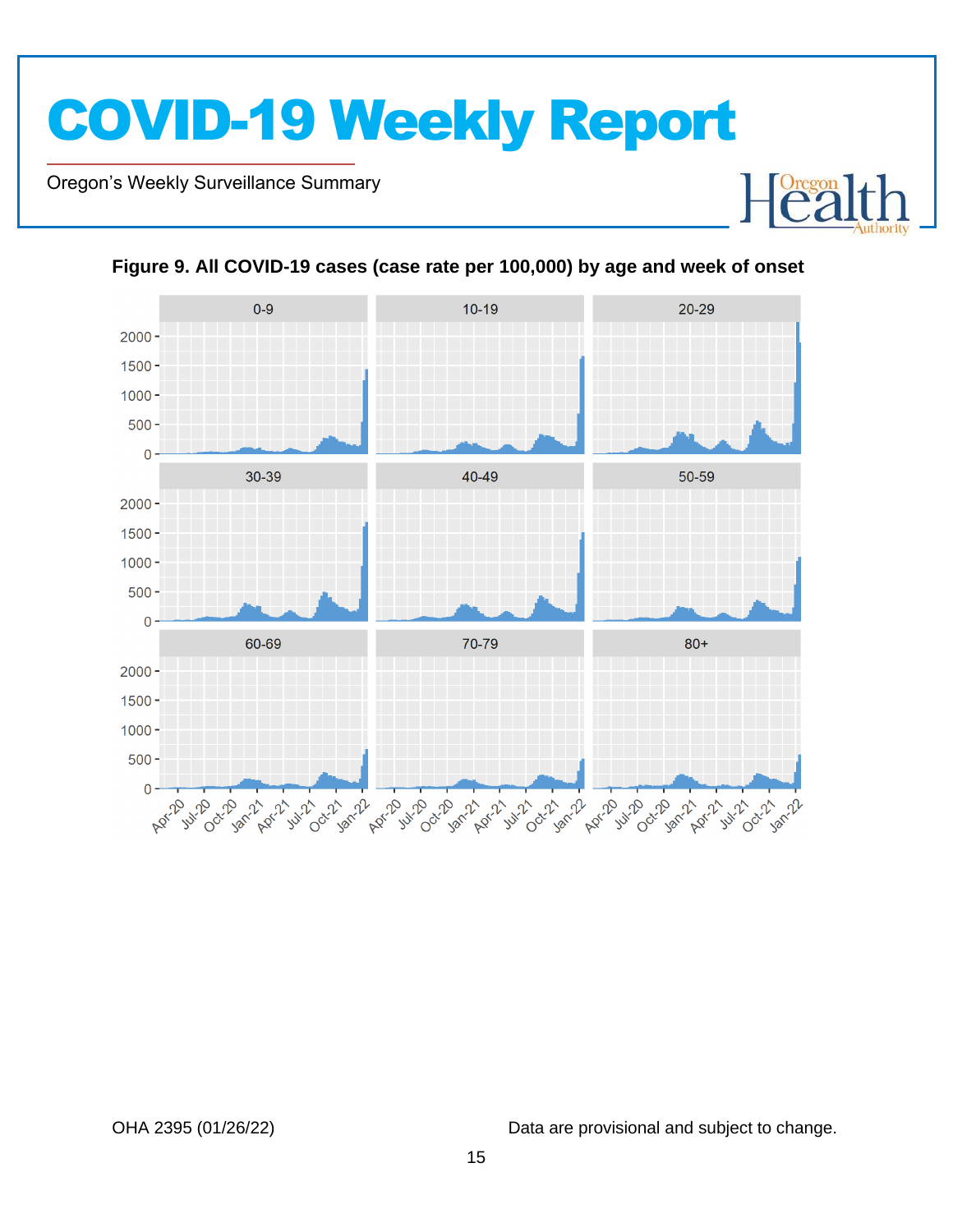**Figure 9. All COVID-19 cases (case rate per 100,000) by age and week of onset**

OHA 2395 (01/26/22)

Data are provisional and subject to change.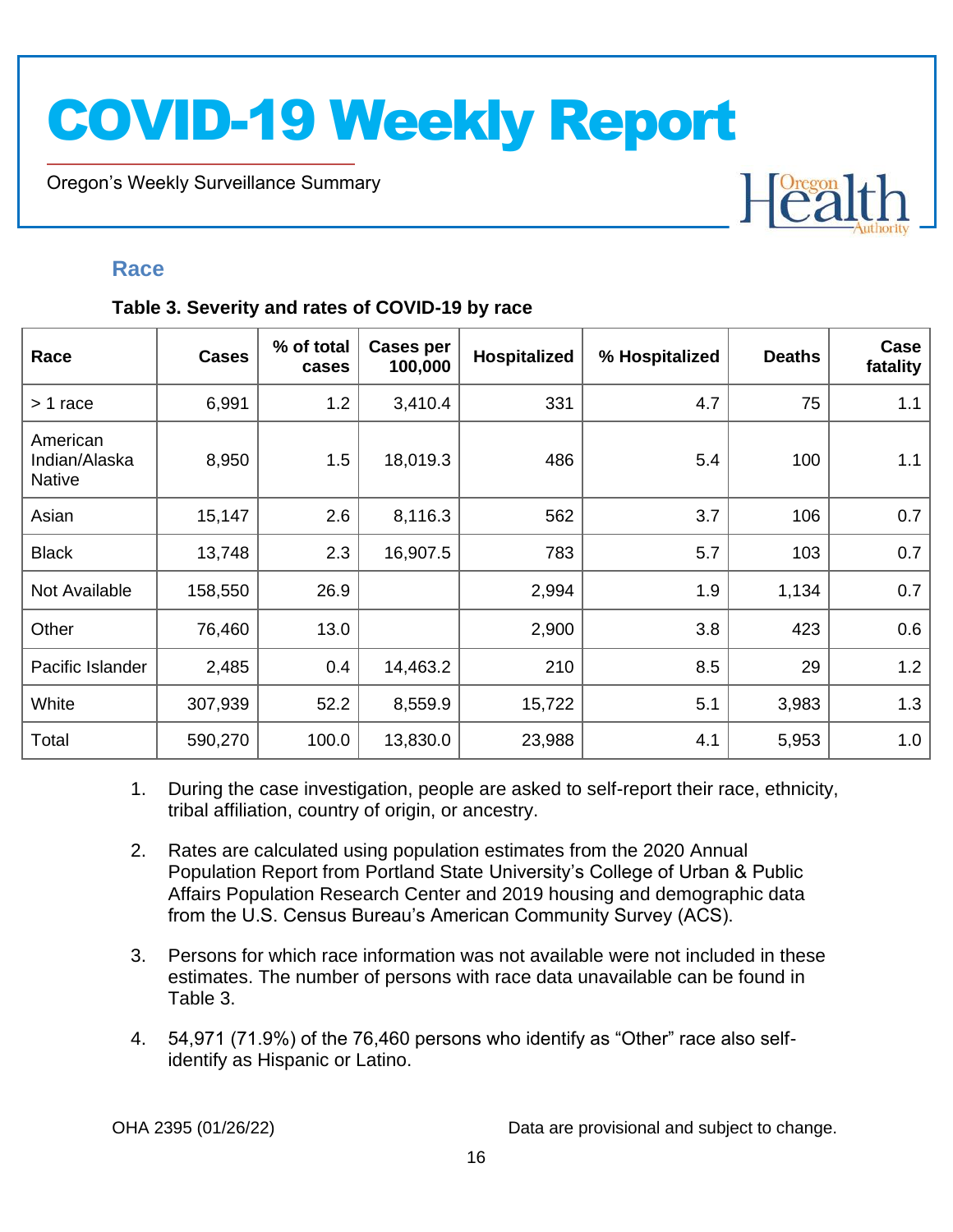## Race

**Table 3. Severity and rates of COVID-19 by race**

| Race | Cases | % of total cases | Cases per 100,000 | Hospitalized | % Hospitalized | Deaths | Case fatality |
|---|---|---|---|---|---|---|---|
| > 1 race | 6,991 | 1.2 | 3,410.4 | 331 | 4.7 | 75 | 1.1 |
| American Indian/Alaska Native | 8,950 | 1.5 | 18,019.3 | 486 | 5.4 | 100 | 1.1 |
| Asian | 15,147 | 2.6 | 8,116.3 | 562 | 3.7 | 106 | 0.7 |
| Black | 13,748 | 2.3 | 16,907.5 | 783 | 5.7 | 103 | 0.7 |
| Not Available | 158,550 | 26.9 | | 2,994 | 1.9 | 1,134 | 0.7 |
| Other | 76,460 | 13.0 | | 2,900 | 3.8 | 423 | 0.6 |
| Pacific Islander | 2,485 | 0.4 | 14,463.2 | 210 | 8.5 | 29 | 1.2 |
| White | 307,939 | 52.2 | 8,559.9 | 15,722 | 5.1 | 3,983 | 1.3 |
| Total | 590,270 | 100.0 | 13,830.0 | 23,988 | 4.1 | 5,953 | 1.0 |

1. During the case investigation, people are asked to self-report their race, ethnicity, tribal affiliation, country of origin, or ancestry.
2. Rates are calculated using population estimates from the 2020 Annual Population Report from Portland State University's College of Urban & Public Affairs Population Research Center and 2019 housing and demographic data from the U.S. Census Bureau's American Community Survey (ACS).
3. Persons for which race information was not available were not included in these estimates. The number of persons with race data unavailable can be found in Table 3.
4. 54,971 (71.9%) of the 76,460 persons who identify as "Other" race also self-identify as Hispanic or Latino.

OHA 2395 (01/26/22) Data are provisional and subject to change.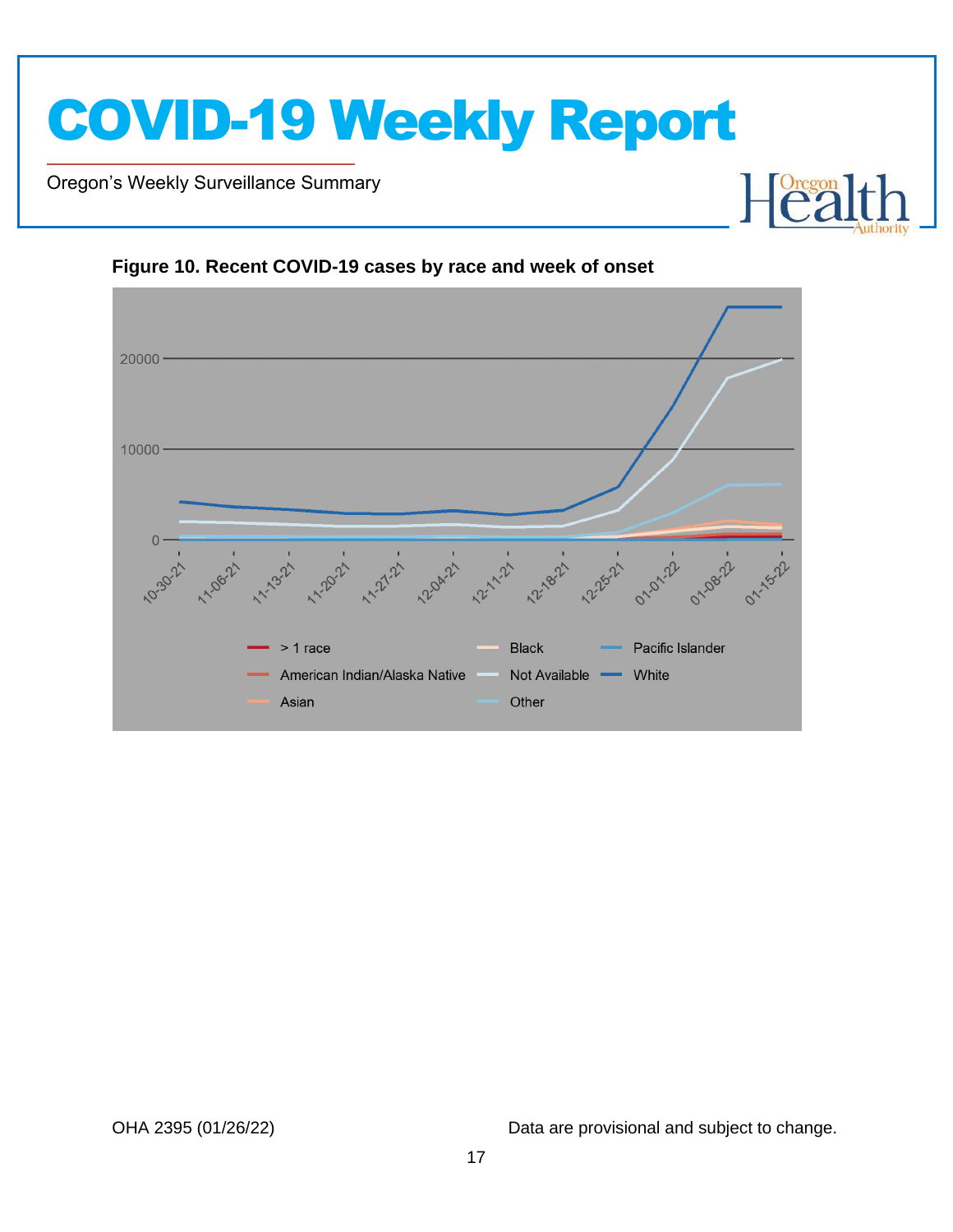**Figure 10. Recent COVID-19 cases by race and week of onset**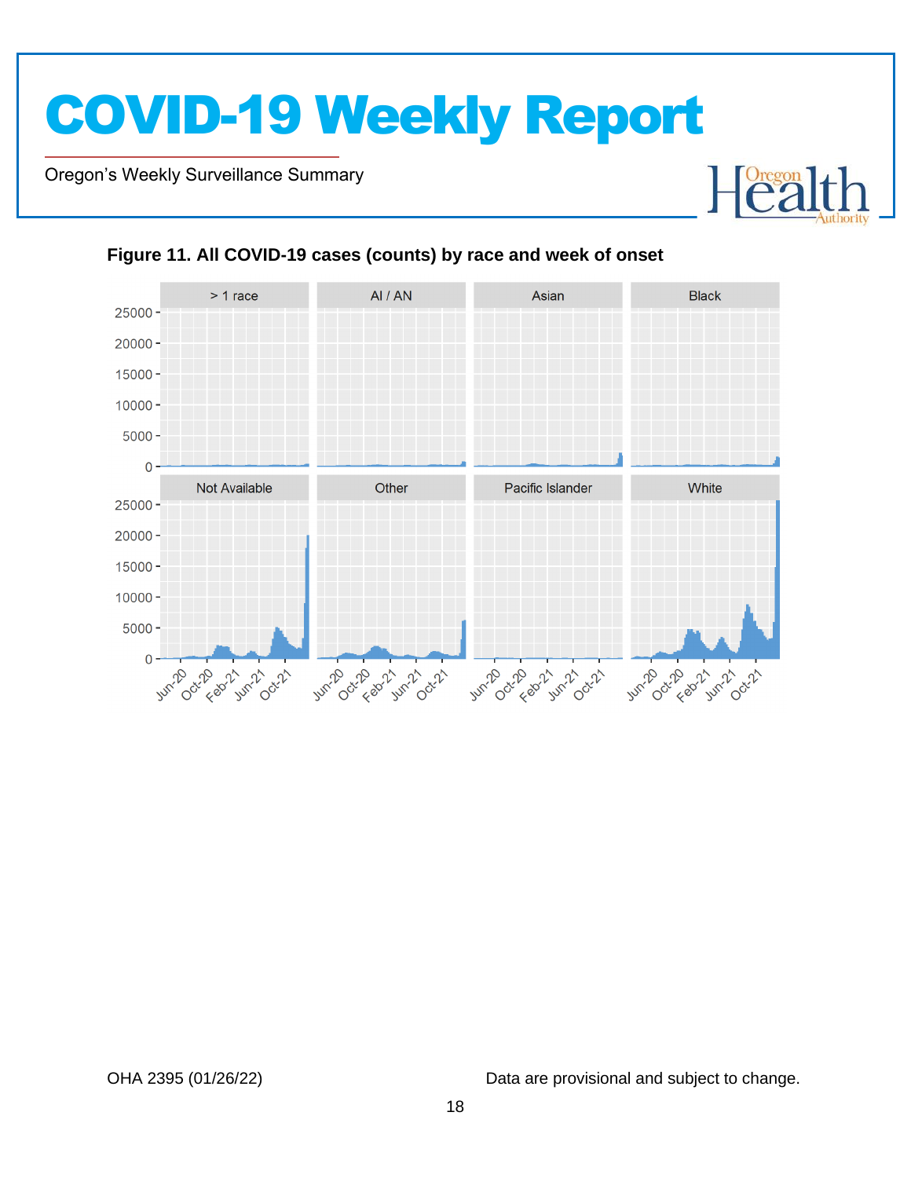**Figure 11. All COVID-19 cases (counts) by race and week of onset**

Data are provisional and subject to change.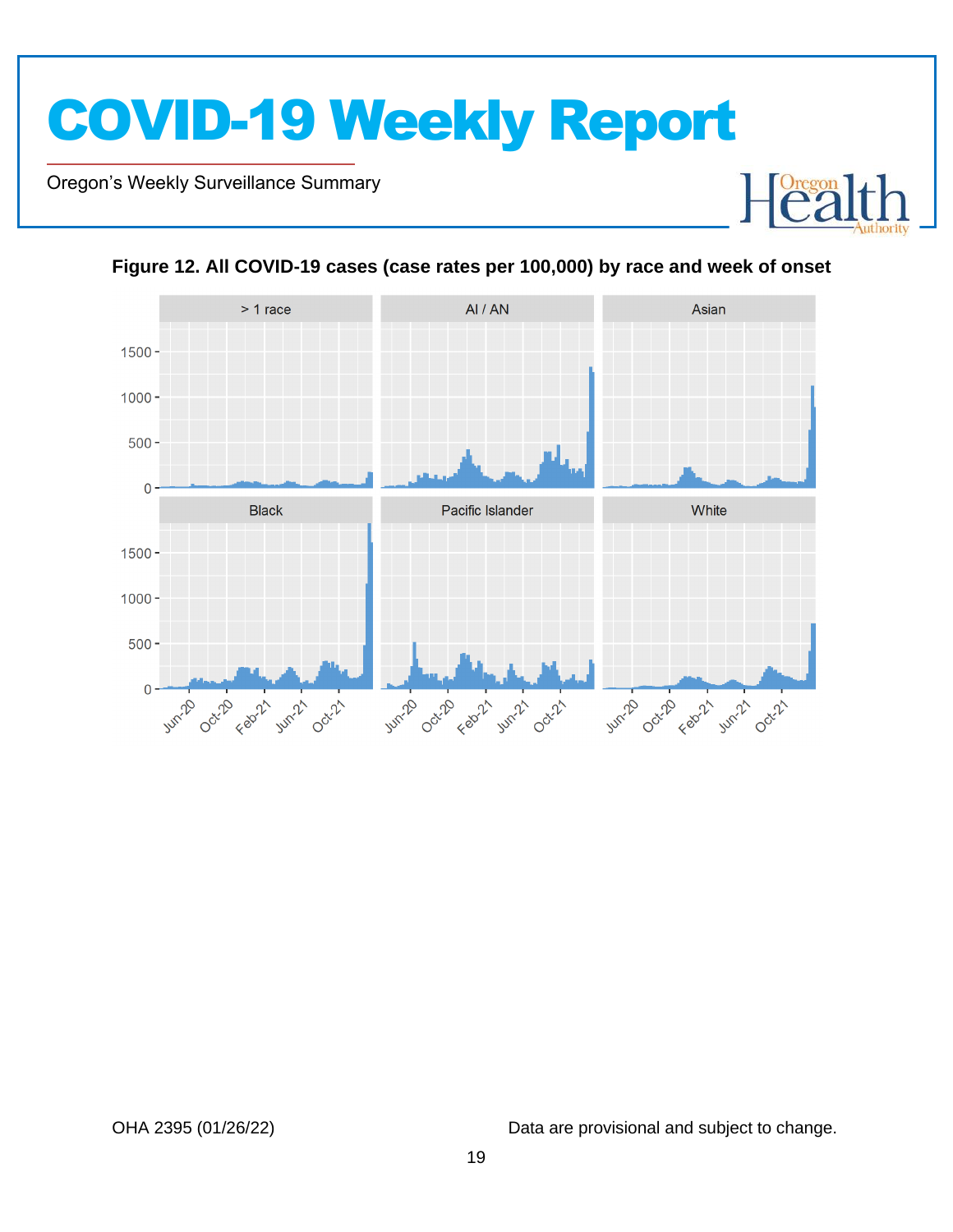**Figure 12. All COVID-19 cases (case rates per 100,000) by race and week of onset**

OHA 2395 (01/26/22)

Data are provisional and subject to change.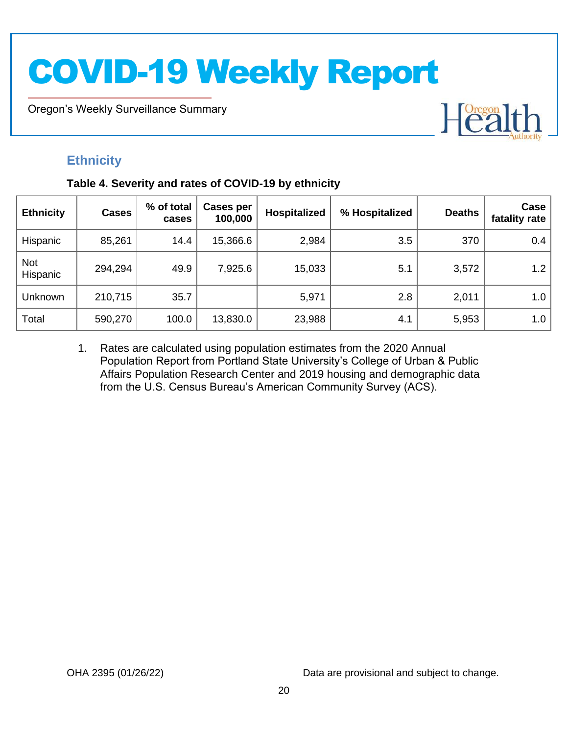## Ethnicity

**Table 4. Severity and rates of COVID-19 by ethnicity**

| Ethnicity | Cases | % of total cases | Cases per 100,000 | Hospitalized | % Hospitalized | Deaths | Case fatality rate |
|---|---|---|---|---|---|---|---|
| Hispanic | 85,261 | 14.4 | 15,366.6 | 2,984 | 3.5 | 370 | 0.4 |
| Not Hispanic | 294,294 | 49.9 | 7,925.6 | 15,033 | 5.1 | 3,572 | 1.2 |
| Unknown | 210,715 | 35.7 | | 5,971 | 2.8 | 2,011 | 1.0 |
| Total | 590,270 | 100.0 | 13,830.0 | 23,988 | 4.1 | 5,953 | 1.0 |

1. Rates are calculated using population estimates from the 2020 Annual Population Report from Portland State University's College of Urban & Public Affairs Population Research Center and 2019 housing and demographic data from the U.S. Census Bureau's American Community Survey (ACS).

OHA 2395 (01/26/22)

Data are provisional and subject to change.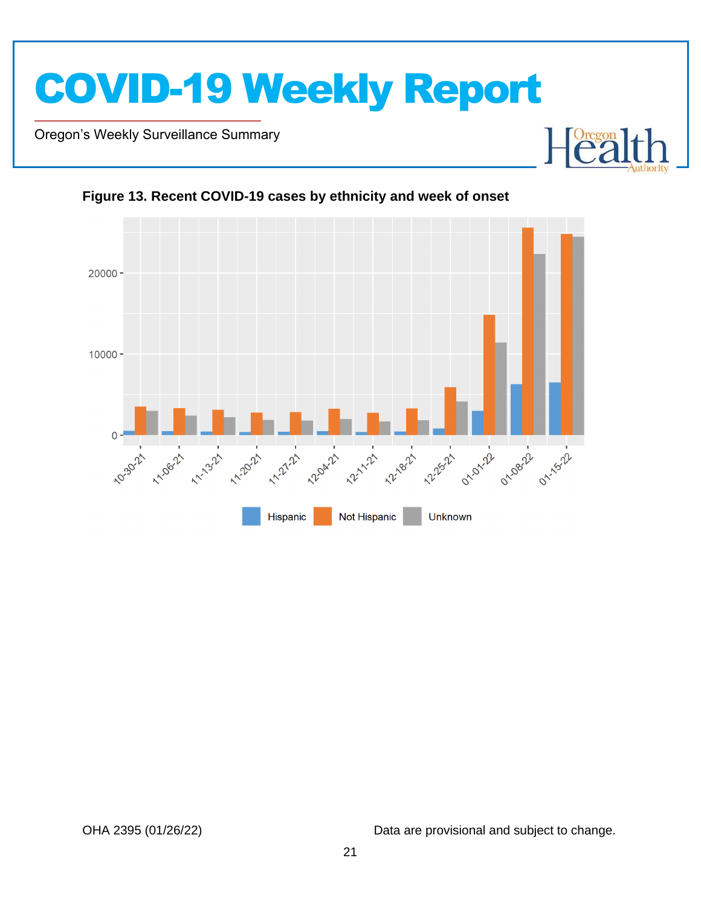**Figure 13. Recent COVID-19 cases by ethnicity and week of onset**

OHA 2395 (01/26/22)

Data are provisional and subject to change.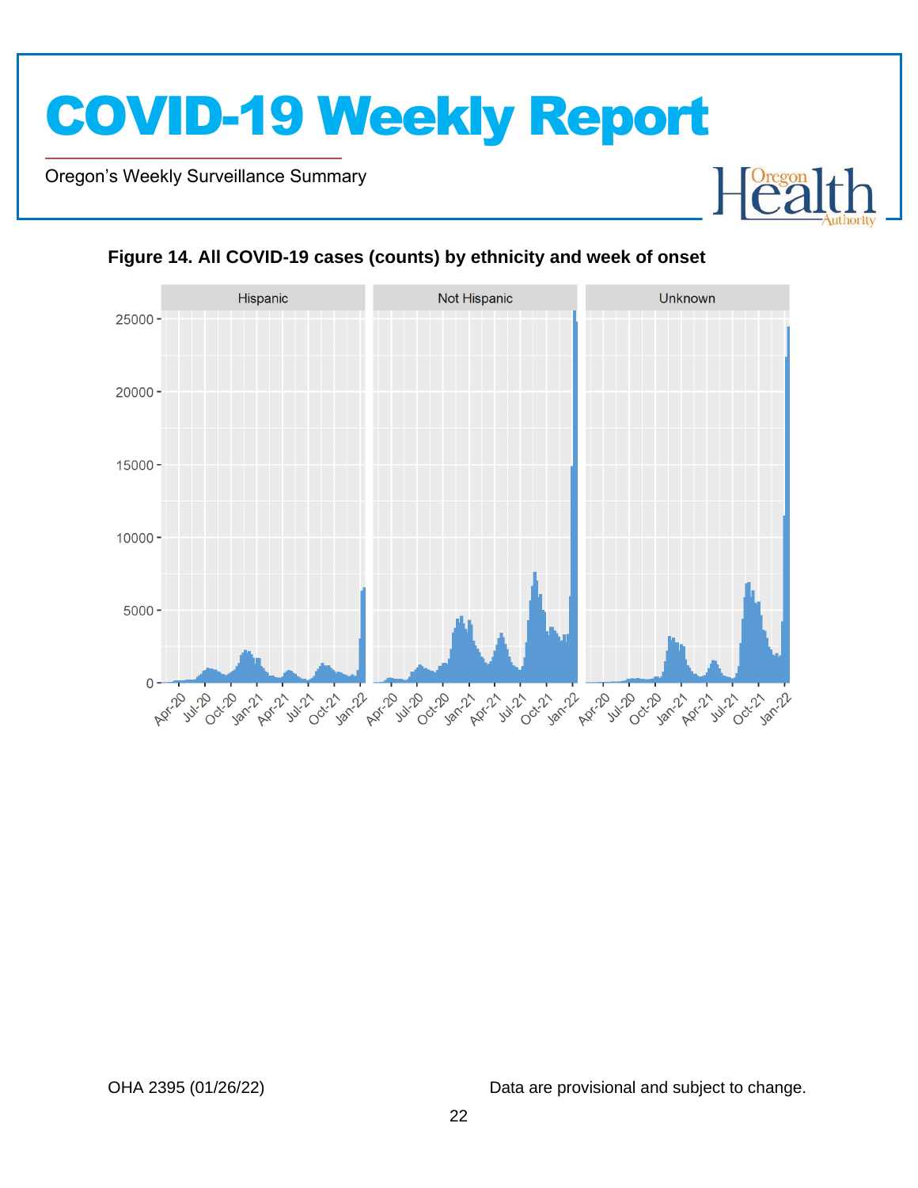**Figure 14. All COVID-19 cases (counts) by ethnicity and week of onset**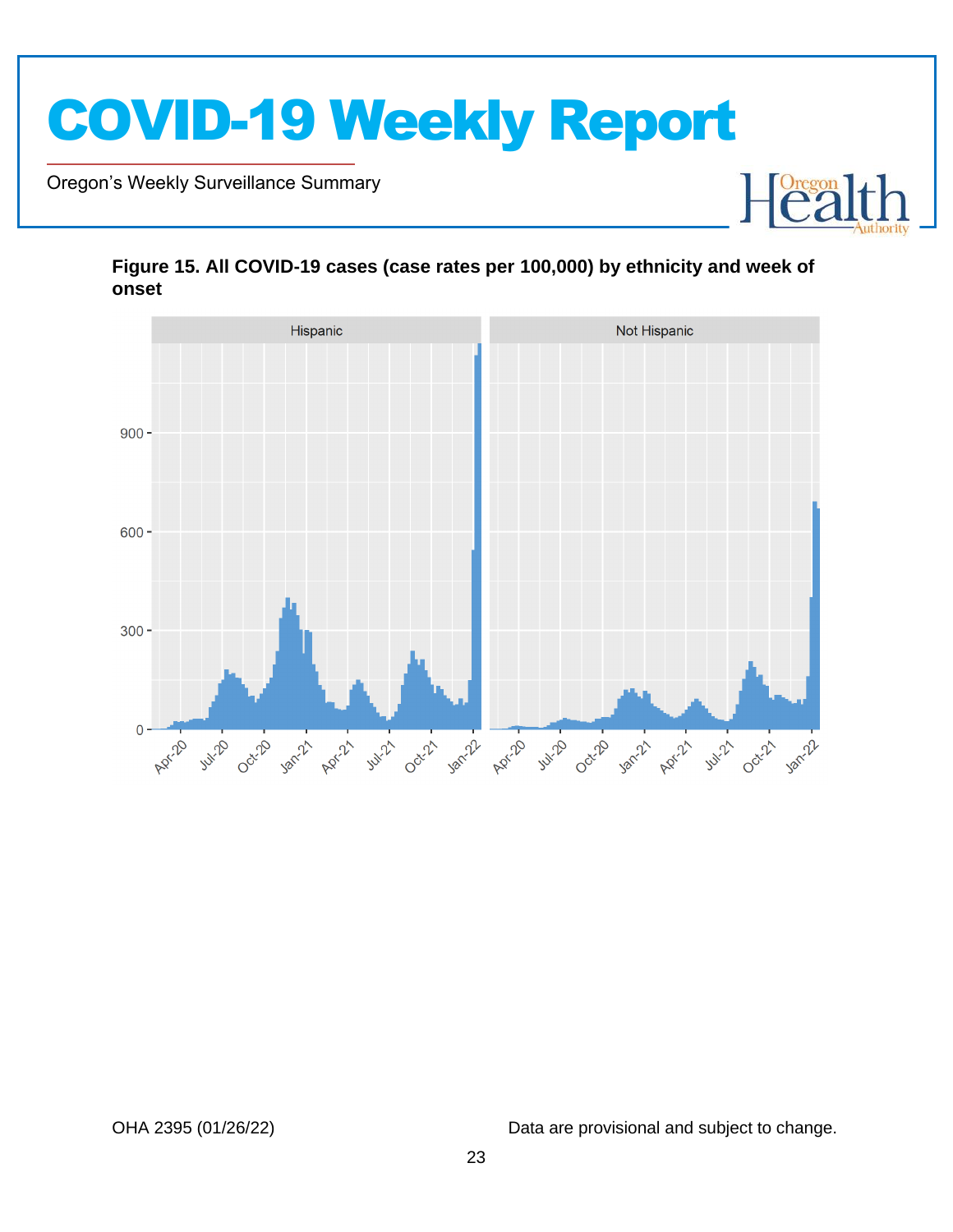**Figure 15. All COVID-19 cases (case rates per 100,000) by ethnicity and week of onset**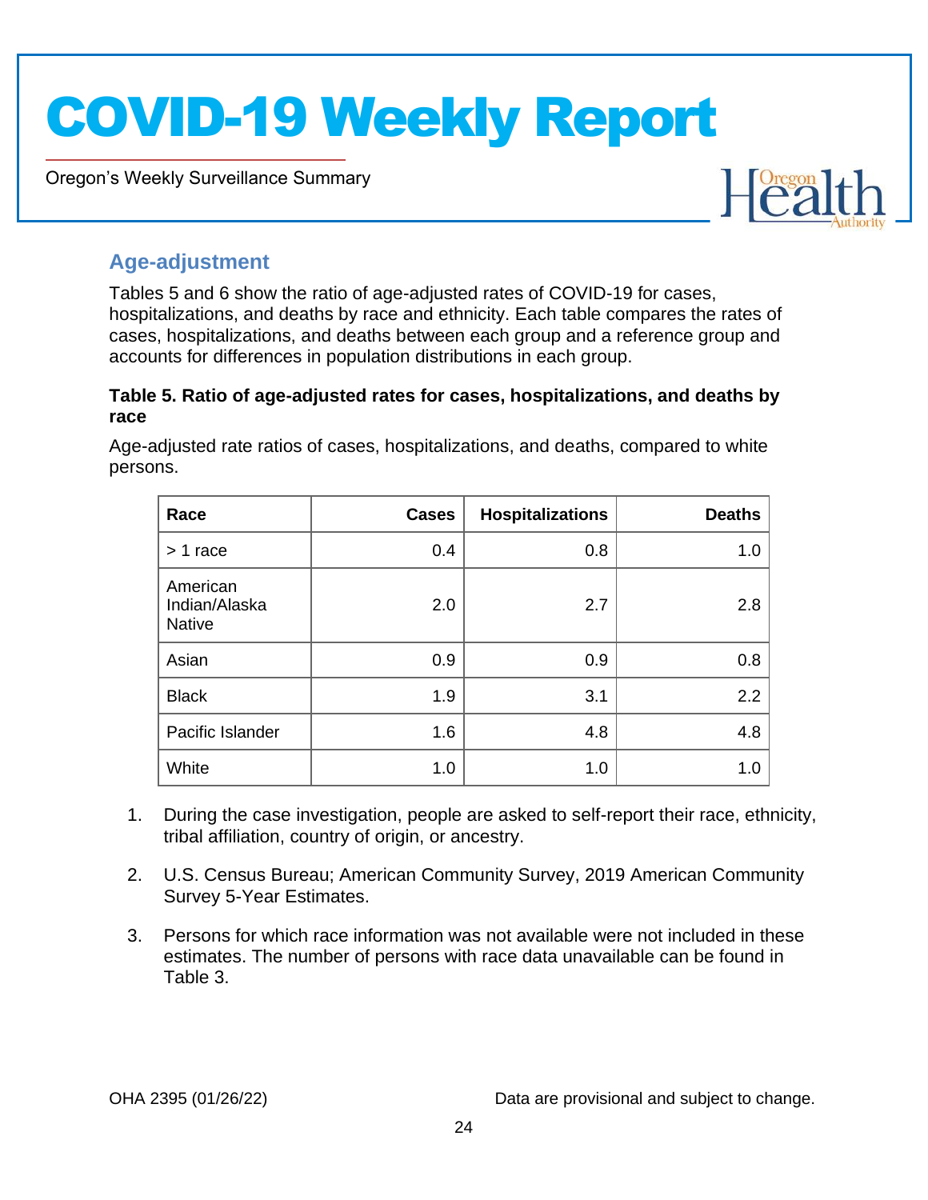## Age-adjustment

Tables 5 and 6 show the ratio of age-adjusted rates of COVID-19 for cases, hospitalizations, and deaths by race and ethnicity. Each table compares the rates of cases, hospitalizations, and deaths between each group and a reference group and accounts for differences in population distributions in each group.

**Table 5. Ratio of age-adjusted rates for cases, hospitalizations, and deaths by race**

Age-adjusted rate ratios of cases, hospitalizations, and deaths, compared to white persons.

| Race | Cases | Hospitalizations | Deaths |
|---|---:|---:|---:|
| > 1 race | 0.4 | 0.8 | 1.0 |
| American Indian/Alaska Native | 2.0 | 2.7 | 2.8 |
| Asian | 0.9 | 0.9 | 0.8 |
| Black | 1.9 | 3.1 | 2.2 |
| Pacific Islander | 1.6 | 4.8 | 4.8 |
| White | 1.0 | 1.0 | 1.0 |

1. During the case investigation, people are asked to self-report their race, ethnicity, tribal affiliation, country of origin, or ancestry.
2. U.S. Census Bureau; American Community Survey, 2019 American Community Survey 5-Year Estimates.
3. Persons for which race information was not available were not included in these estimates. The number of persons with race data unavailable can be found in Table 3.

OHA 2395 (01/26/22) Data are provisional and subject to change.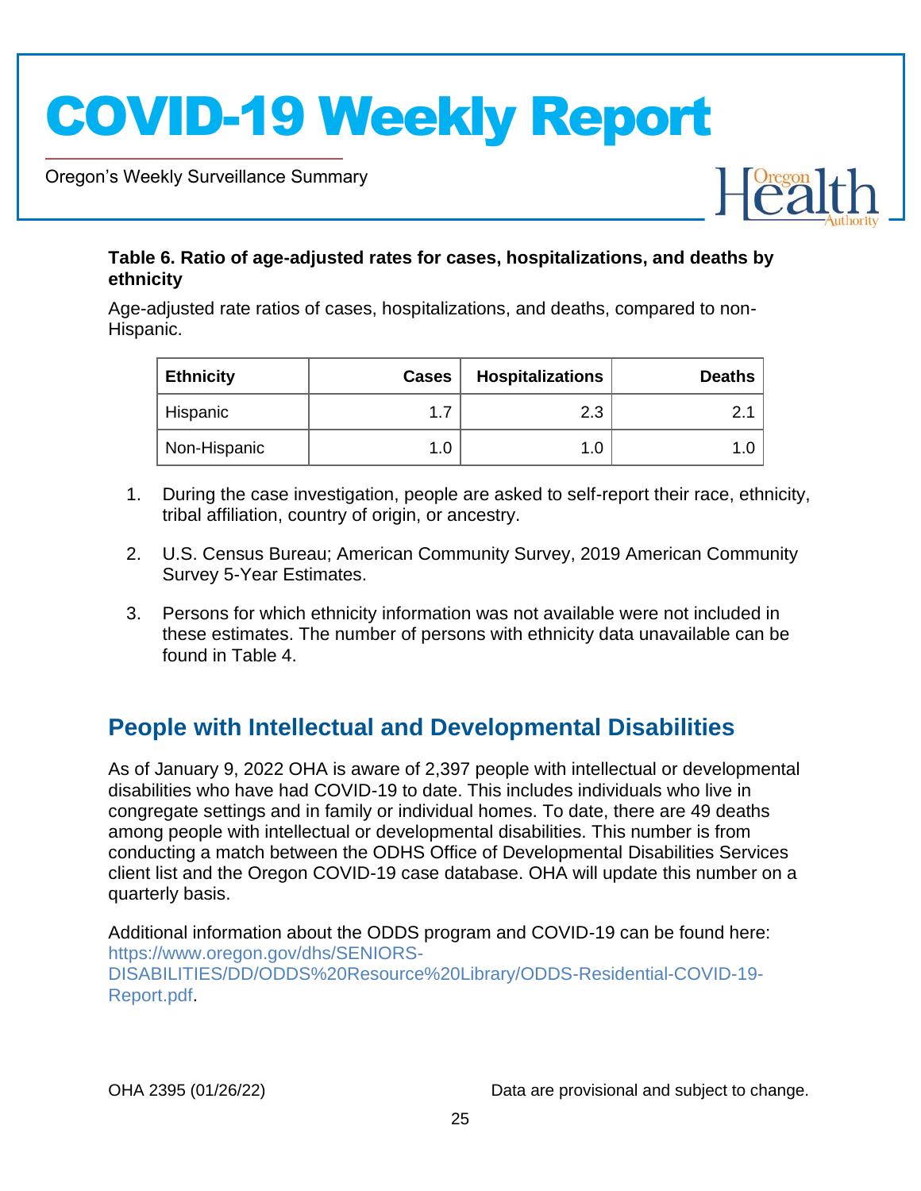**Table 6. Ratio of age-adjusted rates for cases, hospitalizations, and deaths by ethnicity**

Age-adjusted rate ratios of cases, hospitalizations, and deaths, compared to non-Hispanic.

| Ethnicity | Cases | Hospitalizations | Deaths |
|---|---|---|---|
| Hispanic | 1.7 | 2.3 | 2.1 |
| Non-Hispanic | 1.0 | 1.0 | 1.0 |

1. During the case investigation, people are asked to self-report their race, ethnicity, tribal affiliation, country of origin, or ancestry.
2. U.S. Census Bureau; American Community Survey, 2019 American Community Survey 5-Year Estimates.
3. Persons for which ethnicity information was not available were not included in these estimates. The number of persons with ethnicity data unavailable can be found in Table 4.

## People with Intellectual and Developmental Disabilities

As of January 9, 2022 OHA is aware of 2,397 people with intellectual or developmental disabilities who have had COVID-19 to date. This includes individuals who live in congregate settings and in family or individual homes. To date, there are 49 deaths among people with intellectual or developmental disabilities. This number is from conducting a match between the ODHS Office of Developmental Disabilities Services client list and the Oregon COVID-19 case database. OHA will update this number on a quarterly basis.

Additional information about the ODDS program and COVID-19 can be found here: https://www.oregon.gov/dhs/SENIORS-DISABILITIES/DD/ODDS%20Resource%20Library/ODDS-Residential-COVID-19-Report.pdf.

OHA 2395 (01/26/22) Data are provisional and subject to change.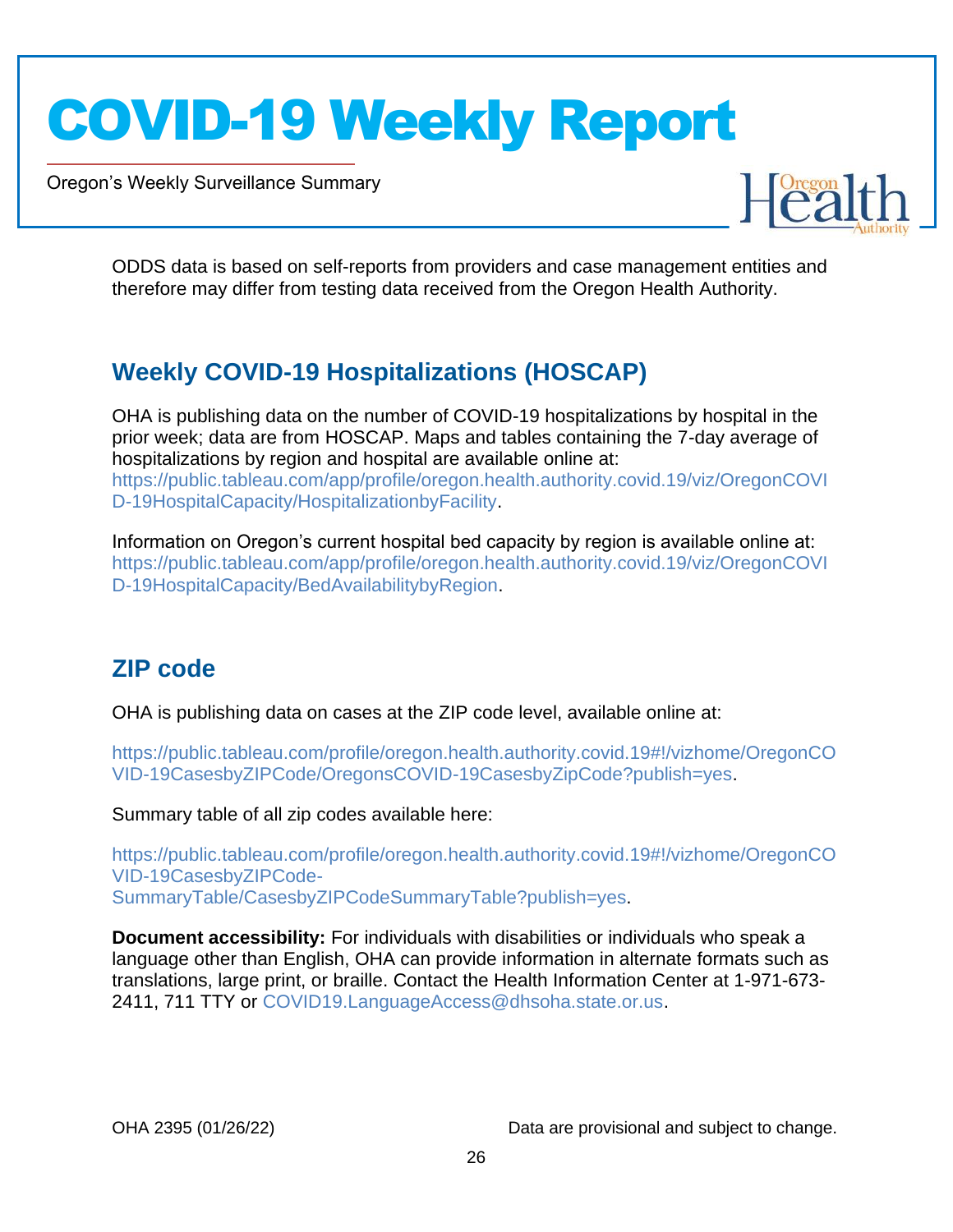ODDS data is based on self-reports from providers and case management entities and therefore may differ from testing data received from the Oregon Health Authority.

## Weekly COVID-19 Hospitalizations (HOSCAP)

OHA is publishing data on the number of COVID-19 hospitalizations by hospital in the prior week; data are from HOSCAP. Maps and tables containing the 7-day average of hospitalizations by region and hospital are available online at: https://public.tableau.com/app/profile/oregon.health.authority.covid.19/viz/OregonCOVID-19HospitalCapacity/HospitalizationbyFacility.

Information on Oregon's current hospital bed capacity by region is available online at: https://public.tableau.com/app/profile/oregon.health.authority.covid.19/viz/OregonCOVID-19HospitalCapacity/BedAvailabilitybyRegion.

## ZIP code

OHA is publishing data on cases at the ZIP code level, available online at:

https://public.tableau.com/profile/oregon.health.authority.covid.19#!/vizhome/OregonCOVID-19CasesbyZIPCode/OregonsCOVID-19CasesbyZipCode?publish=yes.

Summary table of all zip codes available here:

https://public.tableau.com/profile/oregon.health.authority.covid.19#!/vizhome/OregonCOVID-19CasesbyZIPCode-SummaryTable/CasesbyZIPCodeSummaryTable?publish=yes.

**Document accessibility:** For individuals with disabilities or individuals who speak a language other than English, OHA can provide information in alternate formats such as translations, large print, or braille. Contact the Health Information Center at 1-971-673-2411, 711 TTY or COVID19.LanguageAccess@dhsoha.state.or.us.

OHA 2395 (01/26/22)

Data are provisional and subject to change.